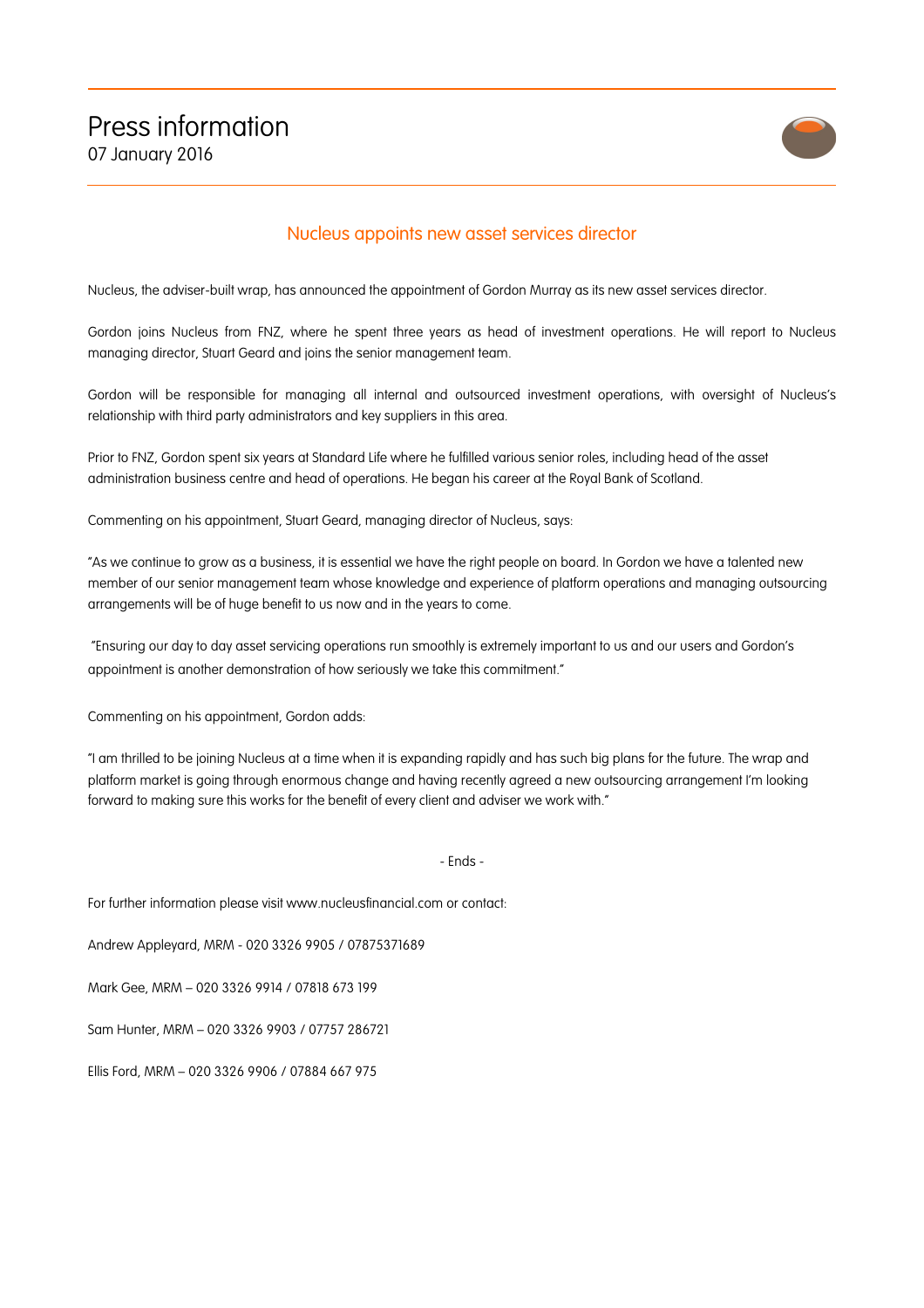# Press information

07 January 2016

## Nucleus appoints new asset services director

Nucleus, the adviser-built wrap, has announced the appointment of Gordon Murray as its new asset services director.

Gordon joins Nucleus from FNZ, where he spent three years as head of investment operations. He will report to Nucleus managing director, Stuart Geard and joins the senior management team.

Gordon will be responsible for managing all internal and outsourced investment operations, with oversight of Nucleus's relationship with third party administrators and key suppliers in this area.

Prior to FNZ, Gordon spent six years at Standard Life where he fulfilled various senior roles, including head of the asset administration business centre and head of operations. He began his career at the Royal Bank of Scotland.

Commenting on his appointment, Stuart Geard, managing director of Nucleus, says:

"As we continue to grow as a business, it is essential we have the right people on board. In Gordon we have a talented new member of our senior management team whose knowledge and experience of platform operations and managing outsourcing arrangements will be of huge benefit to us now and in the years to come.

"Ensuring our day to day asset servicing operations run smoothly is extremely important to us and our users and Gordon's appointment is another demonstration of how seriously we take this commitment."

Commenting on his appointment, Gordon adds:

"I am thrilled to be joining Nucleus at a time when it is expanding rapidly and has such big plans for the future. The wrap and platform market is going through enormous change and having recently agreed a new outsourcing arrangement I'm looking forward to making sure this works for the benefit of every client and adviser we work with."

- Ends -

For further information please visit www.nucleusfinancial.com or contact:

Andrew Appleyard, MRM - 020 3326 9905 / 07875371689

Mark Gee, MRM – 020 3326 9914 / 07818 673 199

Sam Hunter, MRM – 020 3326 9903 / 07757 286721

Ellis Ford, MRM – 020 3326 9906 / 07884 667 975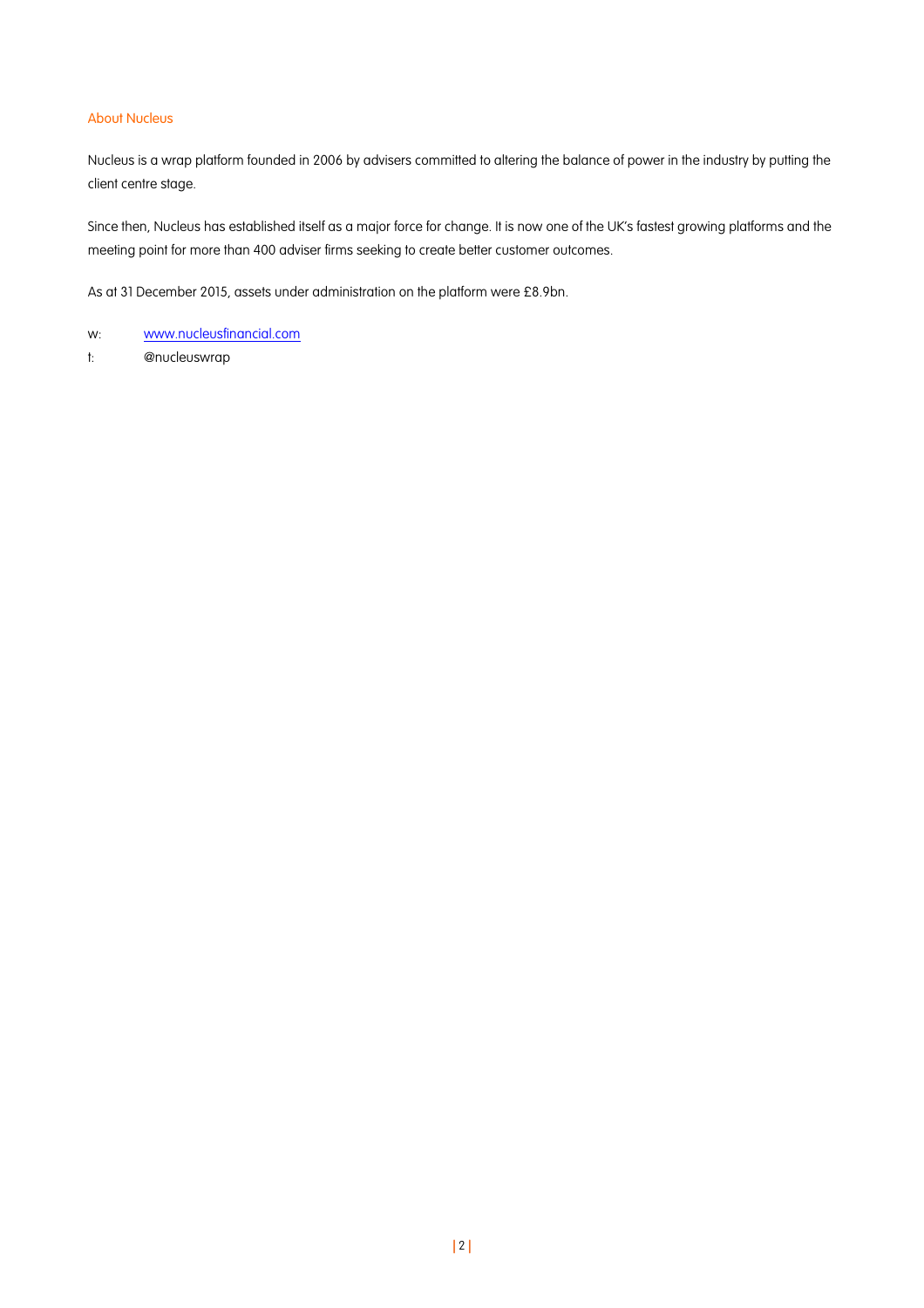## About Nucleus

Nucleus is a wrap platform founded in 2006 by advisers committed to altering the balance of power in the industry by putting the client centre stage.

Since then, Nucleus has established itself as a major force for change. It is now one of the UK's fastest growing platforms and the meeting point for more than 400 adviser firms seeking to create better customer outcomes.

As at 31 December 2015, assets under administration on the platform were £8.9bn.

w: [www.nucleusfinancial.com](http://www.nucleusfinancial.com)

t: @nucleuswrap